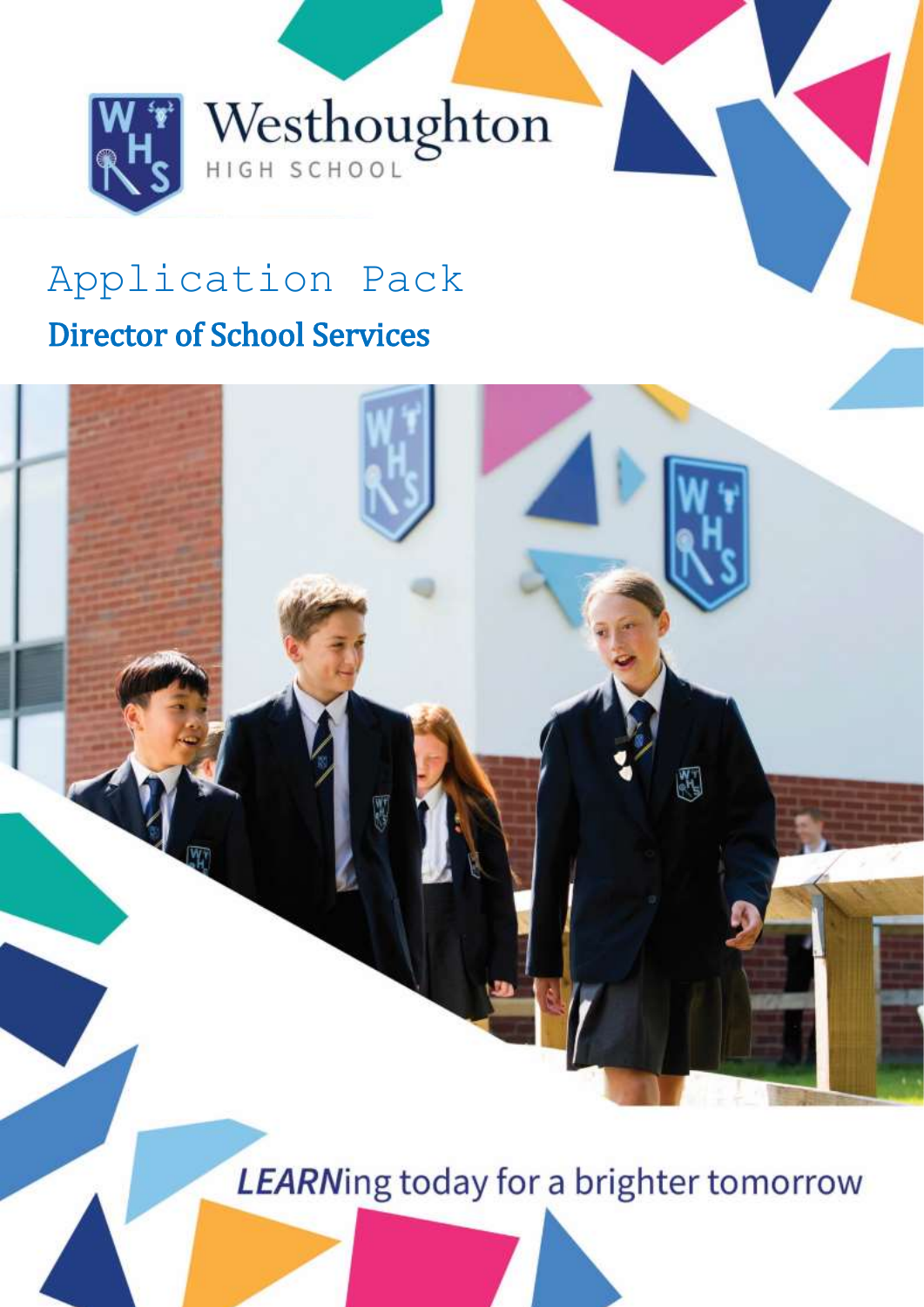Westhoughton

HIGH SCHOOL

# Application Pack

## Director of School Services

***LEARN***ing today for a brighter tomorrow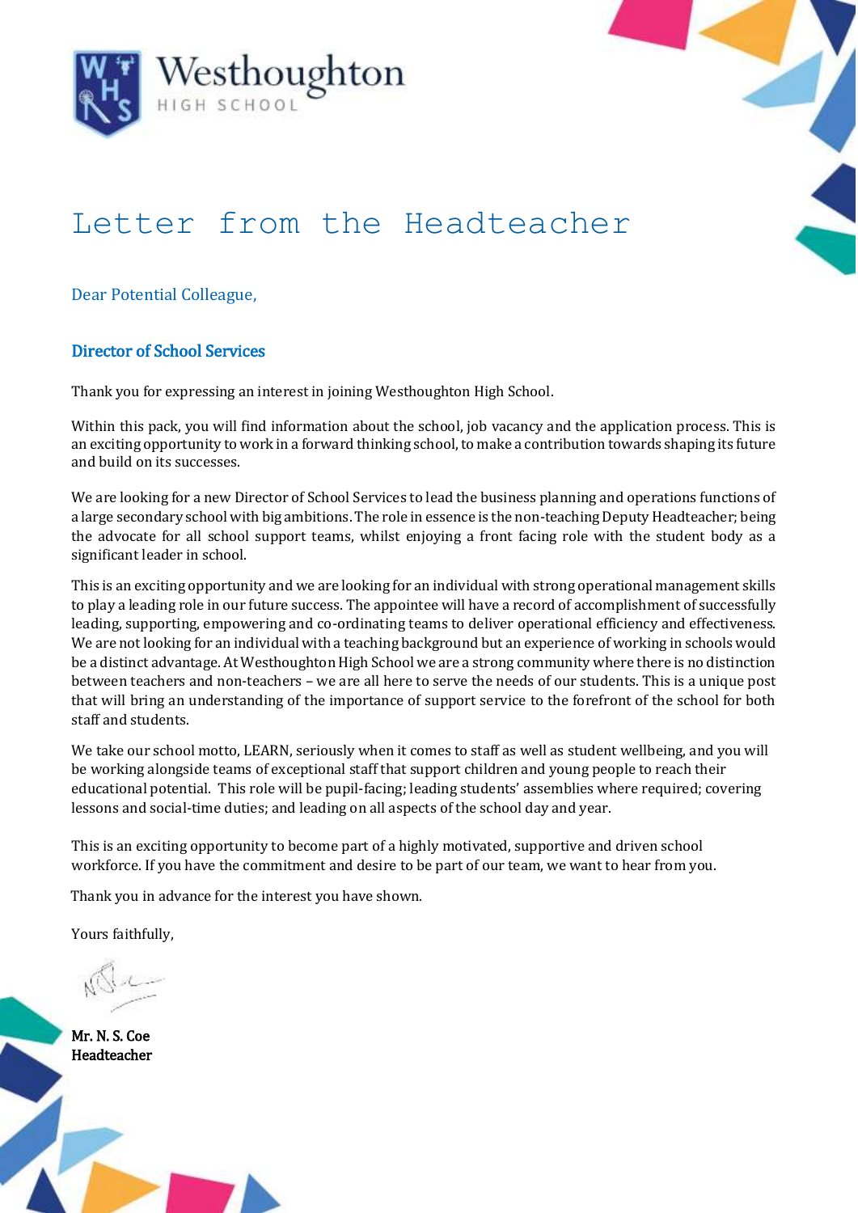# Letter from the Headteacher

Dear Potential Colleague,

### Director of School Services

Thank you for expressing an interest in joining Westhoughton High School.

Within this pack, you will find information about the school, job vacancy and the application process. This is an exciting opportunity to work in a forward thinking school, to make a contribution towards shaping its future and build on its successes.

We are looking for a new Director of School Services to lead the business planning and operations functions of a large secondary school with big ambitions. The role in essence is the non-teaching Deputy Headteacher; being the advocate for all school support teams, whilst enjoying a front facing role with the student body as a significant leader in school.

This is an exciting opportunity and we are looking for an individual with strong operational management skills to play a leading role in our future success. The appointee will have a record of accomplishment of successfully leading, supporting, empowering and co-ordinating teams to deliver operational efficiency and effectiveness. We are not looking for an individual with a teaching background but an experience of working in schools would be a distinct advantage. At Westhoughton High School we are a strong community where there is no distinction between teachers and non-teachers – we are all here to serve the needs of our students. This is a unique post that will bring an understanding of the importance of support service to the forefront of the school for both staff and students.

We take our school motto, LEARN, seriously when it comes to staff as well as student wellbeing, and you will be working alongside teams of exceptional staff that support children and young people to reach their educational potential. This role will be pupil-facing; leading students' assemblies where required; covering lessons and social-time duties; and leading on all aspects of the school day and year.

This is an exciting opportunity to become part of a highly motivated, supportive and driven school workforce. If you have the commitment and desire to be part of our team, we want to hear from you.

Thank you in advance for the interest you have shown.

Yours faithfully,

**Mr. N. S. Coe**
**Headteacher**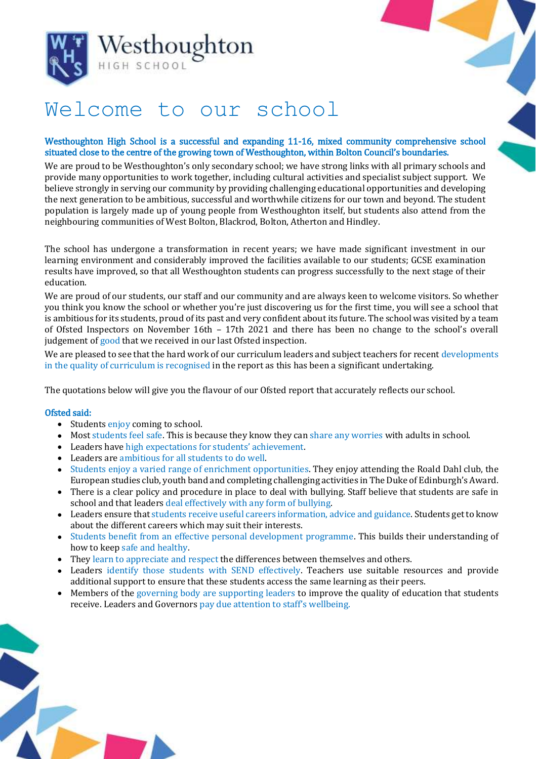# Welcome to our school

**Westhoughton High School is a successful and expanding 11-16, mixed community comprehensive school situated close to the centre of the growing town of Westhoughton, within Bolton Council's boundaries.**

We are proud to be Westhoughton's only secondary school; we have strong links with all primary schools and provide many opportunities to work together, including cultural activities and specialist subject support. We believe strongly in serving our community by providing challenging educational opportunities and developing the next generation to be ambitious, successful and worthwhile citizens for our town and beyond. The student population is largely made up of young people from Westhoughton itself, but students also attend from the neighbouring communities of West Bolton, Blackrod, Bolton, Atherton and Hindley.

The school has undergone a transformation in recent years; we have made significant investment in our learning environment and considerably improved the facilities available to our students; GCSE examination results have improved, so that all Westhoughton students can progress successfully to the next stage of their education.

We are proud of our students, our staff and our community and are always keen to welcome visitors. So whether you think you know the school or whether you're just discovering us for the first time, you will see a school that is ambitious for its students, proud of its past and very confident about its future. The school was visited by a team of Ofsted Inspectors on November 16th – 17th 2021 and there has been no change to the school's overall judgement of good that we received in our last Ofsted inspection.

We are pleased to see that the hard work of our curriculum leaders and subject teachers for recent developments in the quality of curriculum is recognised in the report as this has been a significant undertaking.

The quotations below will give you the flavour of our Ofsted report that accurately reflects our school.

**Ofsted said:**

- Students enjoy coming to school.
- Most students feel safe. This is because they know they can share any worries with adults in school.
- Leaders have high expectations for students' achievement.
- Leaders are ambitious for all students to do well.
- Students enjoy a varied range of enrichment opportunities. They enjoy attending the Roald Dahl club, the European studies club, youth band and completing challenging activities in The Duke of Edinburgh's Award.
- There is a clear policy and procedure in place to deal with bullying. Staff believe that students are safe in school and that leaders deal effectively with any form of bullying.
- Leaders ensure that students receive useful careers information, advice and guidance. Students get to know about the different careers which may suit their interests.
- Students benefit from an effective personal development programme. This builds their understanding of how to keep safe and healthy.
- They learn to appreciate and respect the differences between themselves and others.
- Leaders identify those students with SEND effectively. Teachers use suitable resources and provide additional support to ensure that these students access the same learning as their peers.
- Members of the governing body are supporting leaders to improve the quality of education that students receive. Leaders and Governors pay due attention to staff's wellbeing.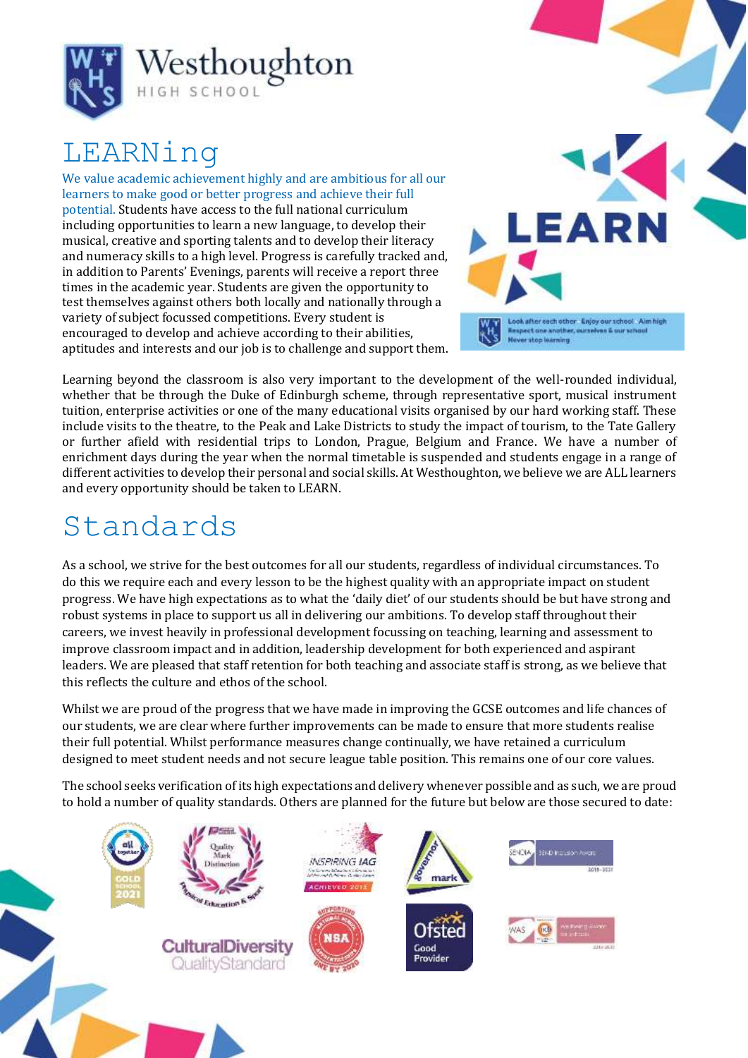# LEARNing

We value academic achievement highly and are ambitious for all our learners to make good or better progress and achieve their full potential. Students have access to the full national curriculum including opportunities to learn a new language, to develop their musical, creative and sporting talents and to develop their literacy and numeracy skills to a high level. Progress is carefully tracked and, in addition to Parents' Evenings, parents will receive a report three times in the academic year. Students are given the opportunity to test themselves against others both locally and nationally through a variety of subject focussed competitions. Every student is encouraged to develop and achieve according to their abilities, aptitudes and interests and our job is to challenge and support them.

Learning beyond the classroom is also very important to the development of the well-rounded individual, whether that be through the Duke of Edinburgh scheme, through representative sport, musical instrument tuition, enterprise activities or one of the many educational visits organised by our hard working staff. These include visits to the theatre, to the Peak and Lake Districts to study the impact of tourism, to the Tate Gallery or further afield with residential trips to London, Prague, Belgium and France. We have a number of enrichment days during the year when the normal timetable is suspended and students engage in a range of different activities to develop their personal and social skills. At Westhoughton, we believe we are ALL learners and every opportunity should be taken to LEARN.

# Standards

As a school, we strive for the best outcomes for all our students, regardless of individual circumstances. To do this we require each and every lesson to be the highest quality with an appropriate impact on student progress. We have high expectations as to what the 'daily diet' of our students should be but have strong and robust systems in place to support us all in delivering our ambitions. To develop staff throughout their careers, we invest heavily in professional development focussing on teaching, learning and assessment to improve classroom impact and in addition, leadership development for both experienced and aspirant leaders. We are pleased that staff retention for both teaching and associate staff is strong, as we believe that this reflects the culture and ethos of the school.

Whilst we are proud of the progress that we have made in improving the GCSE outcomes and life chances of our students, we are clear where further improvements can be made to ensure that more students realise their full potential. Whilst performance measures change continually, we have retained a curriculum designed to meet student needs and not secure league table position. This remains one of our core values.

The school seeks verification of its high expectations and delivery whenever possible and as such, we are proud to hold a number of quality standards. Others are planned for the future but below are those secured to date: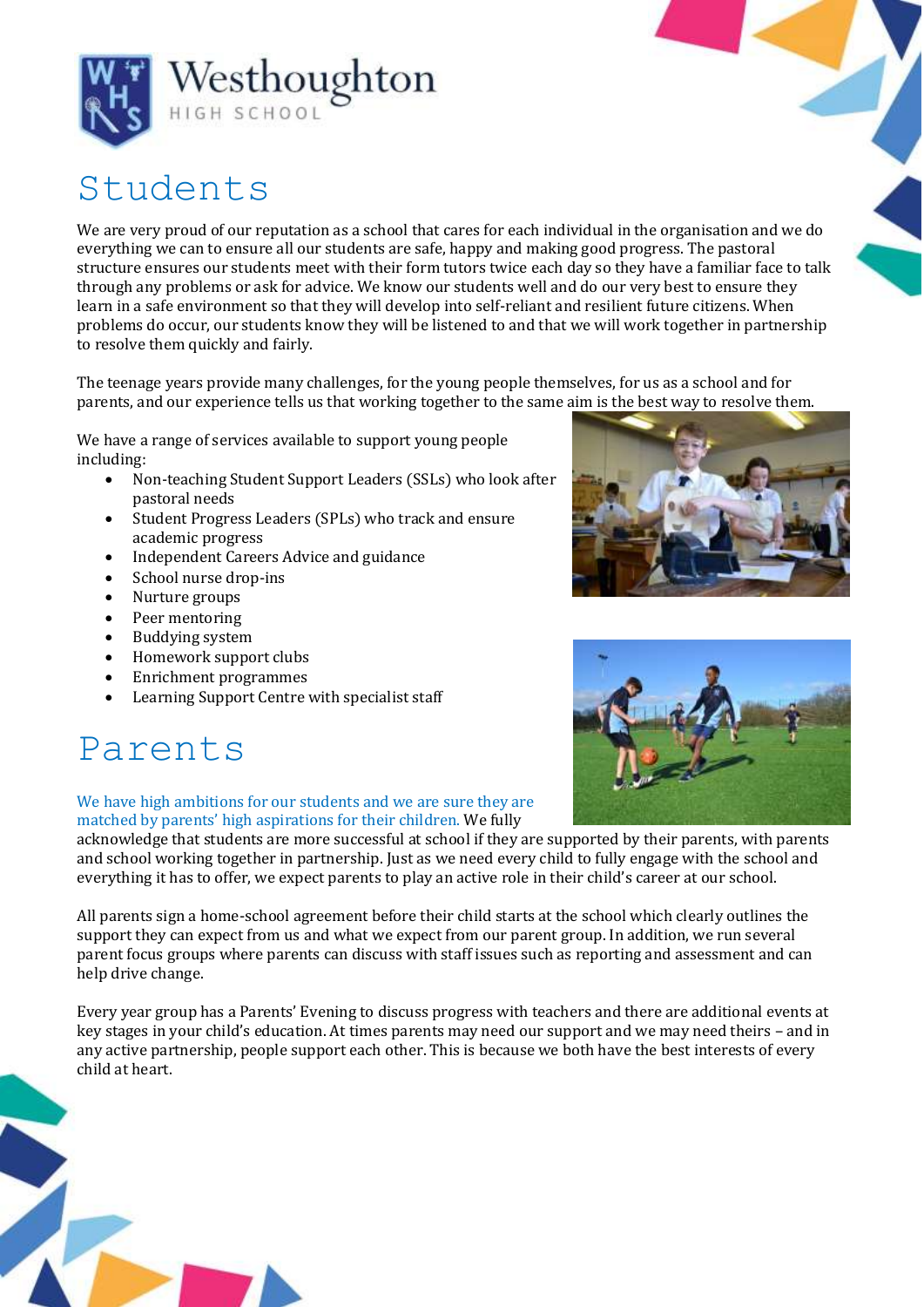# Students

We are very proud of our reputation as a school that cares for each individual in the organisation and we do everything we can to ensure all our students are safe, happy and making good progress. The pastoral structure ensures our students meet with their form tutors twice each day so they have a familiar face to talk through any problems or ask for advice. We know our students well and do our very best to ensure they learn in a safe environment so that they will develop into self-reliant and resilient future citizens. When problems do occur, our students know they will be listened to and that we will work together in partnership to resolve them quickly and fairly.

The teenage years provide many challenges, for the young people themselves, for us as a school and for parents, and our experience tells us that working together to the same aim is the best way to resolve them.

We have a range of services available to support young people including:

- Non-teaching Student Support Leaders (SSLs) who look after pastoral needs
- Student Progress Leaders (SPLs) who track and ensure academic progress
- Independent Careers Advice and guidance
- School nurse drop-ins
- Nurture groups
- Peer mentoring
- Buddying system
- Homework support clubs
- Enrichment programmes
- Learning Support Centre with specialist staff

# Parents

We have high ambitions for our students and we are sure they are matched by parents' high aspirations for their children. We fully acknowledge that students are more successful at school if they are supported by their parents, with parents and school working together in partnership. Just as we need every child to fully engage with the school and everything it has to offer, we expect parents to play an active role in their child's career at our school.

All parents sign a home-school agreement before their child starts at the school which clearly outlines the support they can expect from us and what we expect from our parent group. In addition, we run several parent focus groups where parents can discuss with staff issues such as reporting and assessment and can help drive change.

Every year group has a Parents' Evening to discuss progress with teachers and there are additional events at key stages in your child's education. At times parents may need our support and we may need theirs – and in any active partnership, people support each other. This is because we both have the best interests of every child at heart.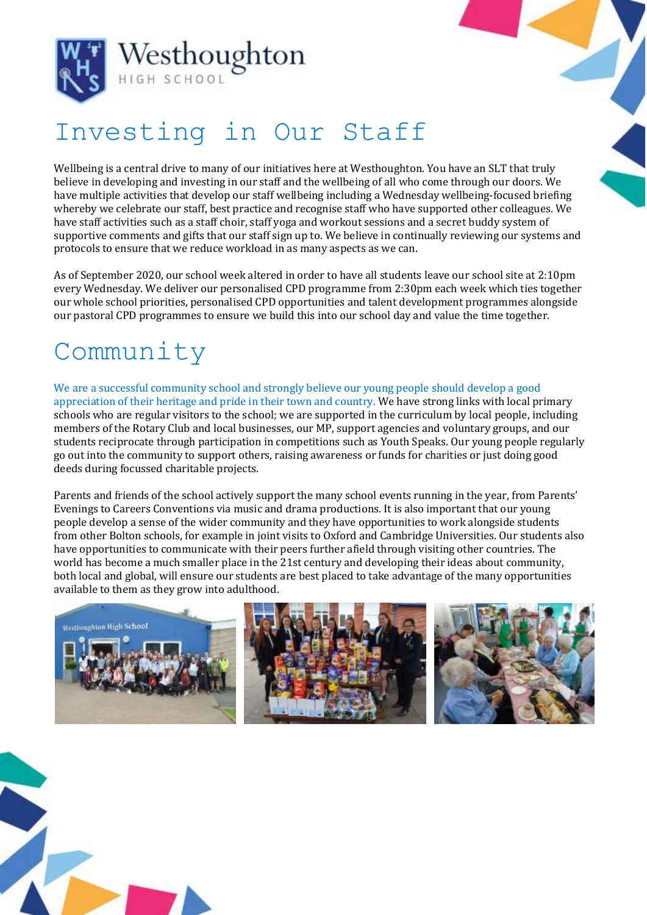Westhoughton HIGH SCHOOL

# Investing in Our Staff

Wellbeing is a central drive to many of our initiatives here at Westhoughton. You have an SLT that truly believe in developing and investing in our staff and the wellbeing of all who come through our doors. We have multiple activities that develop our staff wellbeing including a Wednesday wellbeing-focused briefing whereby we celebrate our staff, best practice and recognise staff who have supported other colleagues. We have staff activities such as a staff choir, staff yoga and workout sessions and a secret buddy system of supportive comments and gifts that our staff sign up to. We believe in continually reviewing our systems and protocols to ensure that we reduce workload in as many aspects as we can.

As of September 2020, our school week altered in order to have all students leave our school site at 2:10pm every Wednesday. We deliver our personalised CPD programme from 2:30pm each week which ties together our whole school priorities, personalised CPD opportunities and talent development programmes alongside our pastoral CPD programmes to ensure we build this into our school day and value the time together.

# Community

We are a successful community school and strongly believe our young people should develop a good appreciation of their heritage and pride in their town and country. We have strong links with local primary schools who are regular visitors to the school; we are supported in the curriculum by local people, including members of the Rotary Club and local businesses, our MP, support agencies and voluntary groups, and our students reciprocate through participation in competitions such as Youth Speaks. Our young people regularly go out into the community to support others, raising awareness or funds for charities or just doing good deeds during focussed charitable projects.

Parents and friends of the school actively support the many school events running in the year, from Parents' Evenings to Careers Conventions via music and drama productions. It is also important that our young people develop a sense of the wider community and they have opportunities to work alongside students from other Bolton schools, for example in joint visits to Oxford and Cambridge Universities. Our students also have opportunities to communicate with their peers further afield through visiting other countries. The world has become a much smaller place in the 21st century and developing their ideas about community, both local and global, will ensure our students are best placed to take advantage of the many opportunities available to them as they grow into adulthood.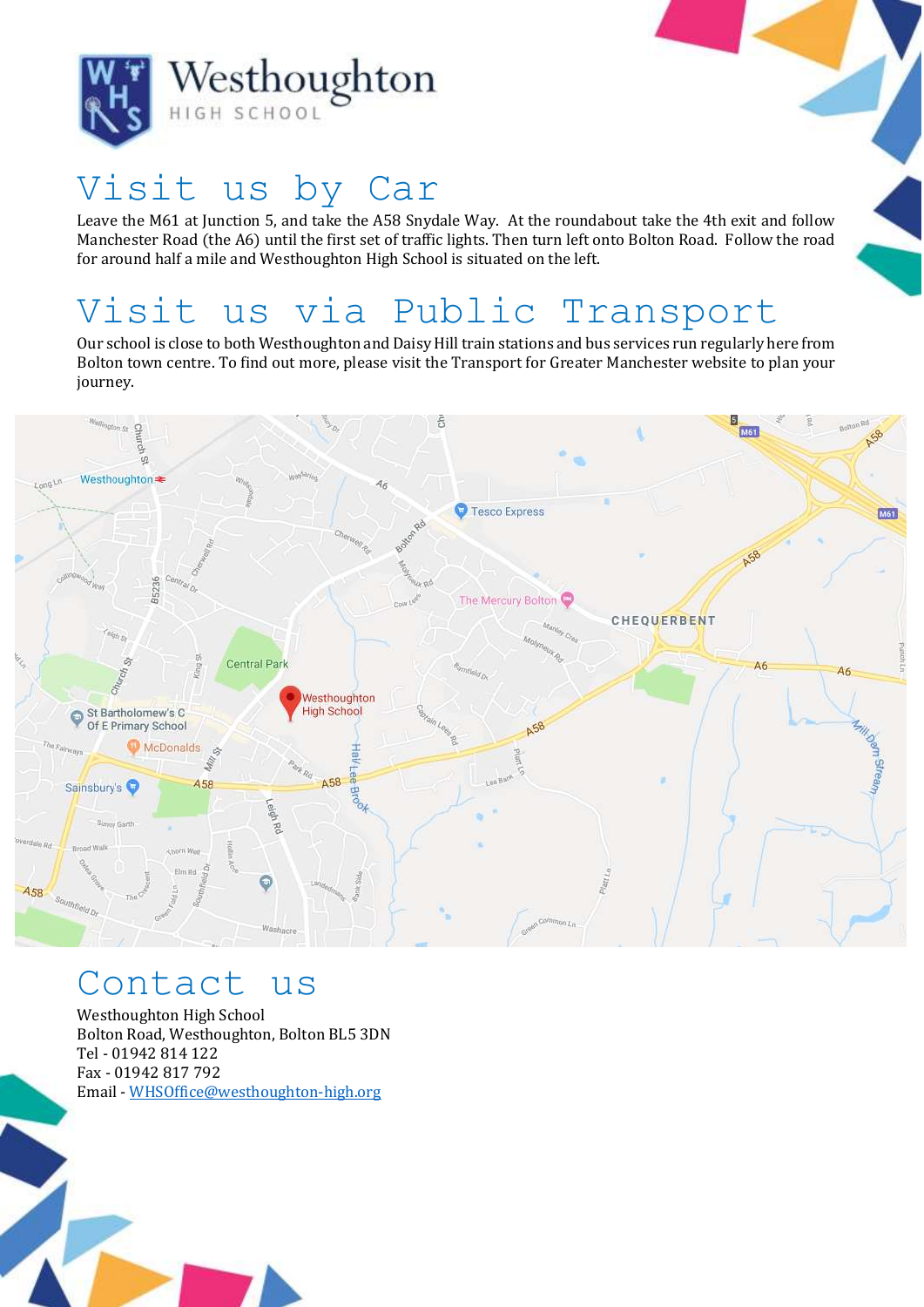Westhoughton HIGH SCHOOL

# Visit us by Car

Leave the M61 at Junction 5, and take the A58 Snydale Way. At the roundabout take the 4th exit and follow Manchester Road (the A6) until the first set of traffic lights. Then turn left onto Bolton Road. Follow the road for around half a mile and Westhoughton High School is situated on the left.

# Visit us via Public Transport

Our school is close to both Westhoughton and Daisy Hill train stations and bus services run regularly here from Bolton town centre. To find out more, please visit the Transport for Greater Manchester website to plan your journey.

# Contact us

Westhoughton High School
Bolton Road, Westhoughton, Bolton BL5 3DN
Tel - 01942 814 122
Fax - 01942 817 792
Email - WHSOffice@westhoughton-high.org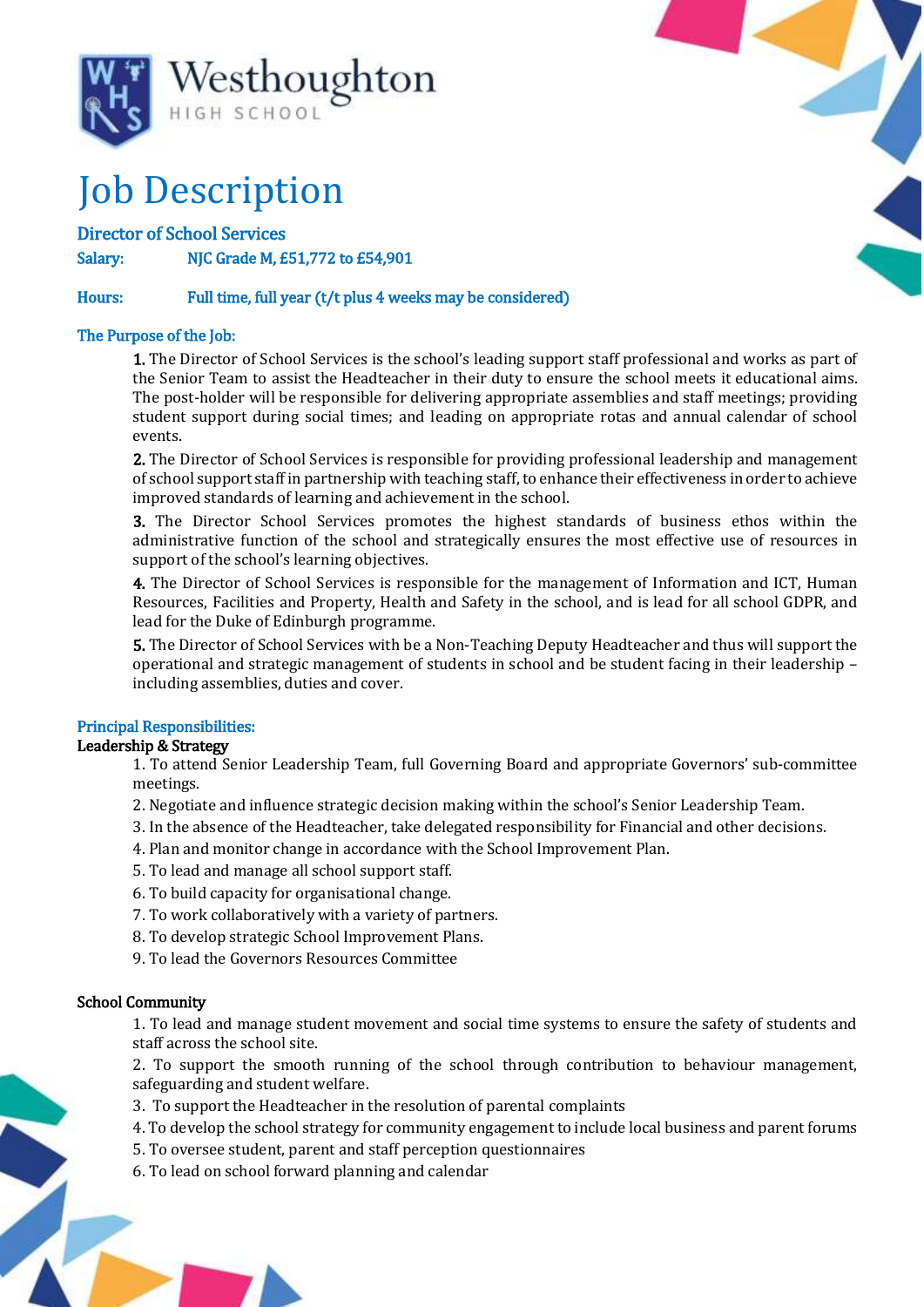Westhoughton HIGH SCHOOL

# Job Description

## Director of School Services

**Salary:** NJC Grade M, £51,772 to £54,901

**Hours:** Full time, full year (t/t plus 4 weeks may be considered)

### The Purpose of the Job:

**1.** The Director of School Services is the school's leading support staff professional and works as part of the Senior Team to assist the Headteacher in their duty to ensure the school meets it educational aims. The post-holder will be responsible for delivering appropriate assemblies and staff meetings; providing student support during social times; and leading on appropriate rotas and annual calendar of school events.

**2.** The Director of School Services is responsible for providing professional leadership and management of school support staff in partnership with teaching staff, to enhance their effectiveness in order to achieve improved standards of learning and achievement in the school.

**3.** The Director School Services promotes the highest standards of business ethos within the administrative function of the school and strategically ensures the most effective use of resources in support of the school's learning objectives.

**4.** The Director of School Services is responsible for the management of Information and ICT, Human Resources, Facilities and Property, Health and Safety in the school, and is lead for all school GDPR, and lead for the Duke of Edinburgh programme.

**5.** The Director of School Services with be a Non-Teaching Deputy Headteacher and thus will support the operational and strategic management of students in school and be student facing in their leadership – including assemblies, duties and cover.

### Principal Responsibilities:

**Leadership & Strategy**

1. To attend Senior Leadership Team, full Governing Board and appropriate Governors' sub-committee meetings.
2. Negotiate and influence strategic decision making within the school's Senior Leadership Team.
3. In the absence of the Headteacher, take delegated responsibility for Financial and other decisions.
4. Plan and monitor change in accordance with the School Improvement Plan.
5. To lead and manage all school support staff.
6. To build capacity for organisational change.
7. To work collaboratively with a variety of partners.
8. To develop strategic School Improvement Plans.
9. To lead the Governors Resources Committee

**School Community**

1. To lead and manage student movement and social time systems to ensure the safety of students and staff across the school site.
2. To support the smooth running of the school through contribution to behaviour management, safeguarding and student welfare.
3. To support the Headteacher in the resolution of parental complaints
4. To develop the school strategy for community engagement to include local business and parent forums
5. To oversee student, parent and staff perception questionnaires
6. To lead on school forward planning and calendar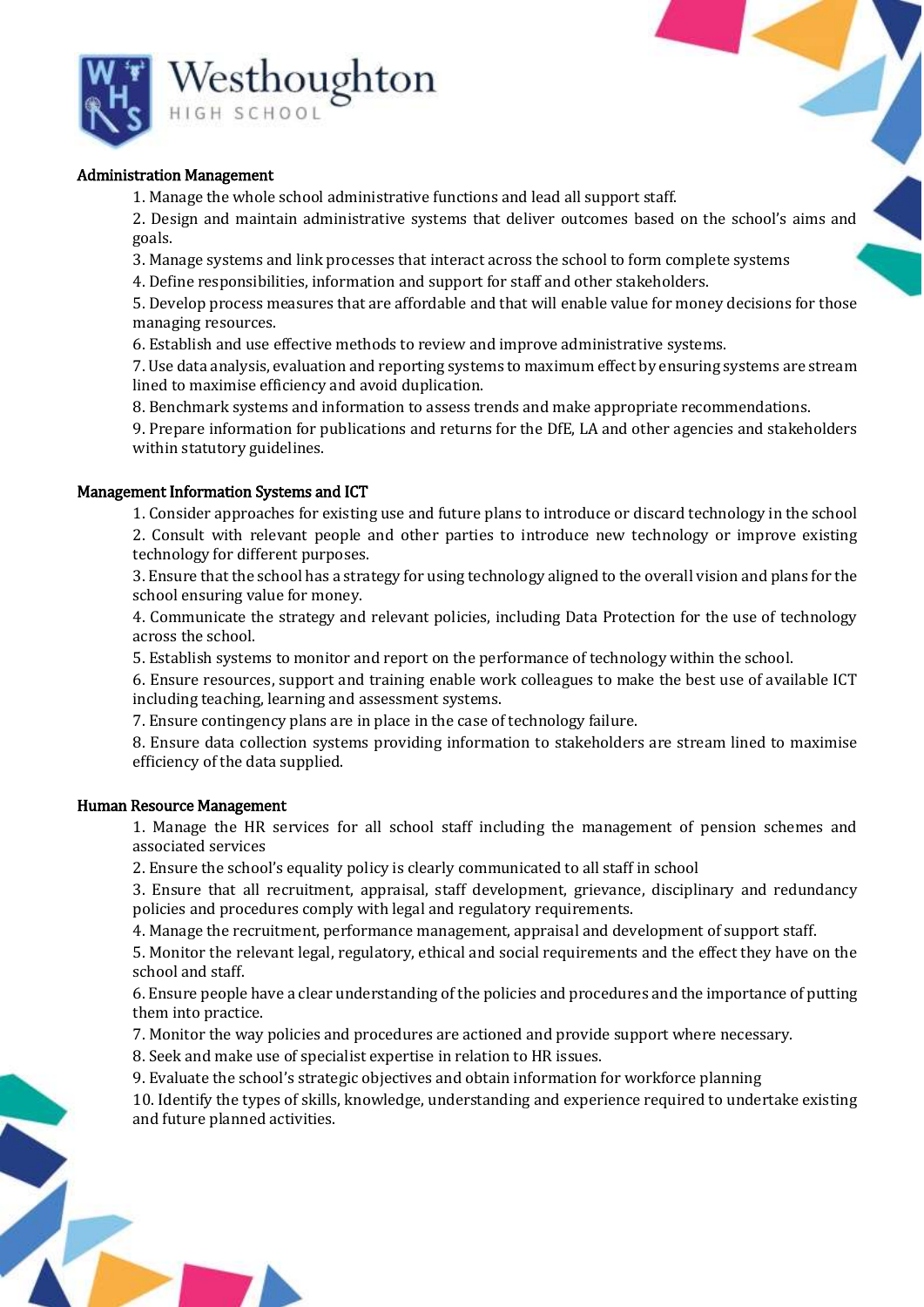### Administration Management

1. Manage the whole school administrative functions and lead all support staff.
2. Design and maintain administrative systems that deliver outcomes based on the school's aims and goals.
3. Manage systems and link processes that interact across the school to form complete systems
4. Define responsibilities, information and support for staff and other stakeholders.
5. Develop process measures that are affordable and that will enable value for money decisions for those managing resources.
6. Establish and use effective methods to review and improve administrative systems.
7. Use data analysis, evaluation and reporting systems to maximum effect by ensuring systems are stream lined to maximise efficiency and avoid duplication.
8. Benchmark systems and information to assess trends and make appropriate recommendations.
9. Prepare information for publications and returns for the DfE, LA and other agencies and stakeholders within statutory guidelines.

### Management Information Systems and ICT

1. Consider approaches for existing use and future plans to introduce or discard technology in the school
2. Consult with relevant people and other parties to introduce new technology or improve existing technology for different purposes.
3. Ensure that the school has a strategy for using technology aligned to the overall vision and plans for the school ensuring value for money.
4. Communicate the strategy and relevant policies, including Data Protection for the use of technology across the school.
5. Establish systems to monitor and report on the performance of technology within the school.
6. Ensure resources, support and training enable work colleagues to make the best use of available ICT including teaching, learning and assessment systems.
7. Ensure contingency plans are in place in the case of technology failure.
8. Ensure data collection systems providing information to stakeholders are stream lined to maximise efficiency of the data supplied.

### Human Resource Management

1. Manage the HR services for all school staff including the management of pension schemes and associated services
2. Ensure the school's equality policy is clearly communicated to all staff in school
3. Ensure that all recruitment, appraisal, staff development, grievance, disciplinary and redundancy policies and procedures comply with legal and regulatory requirements.
4. Manage the recruitment, performance management, appraisal and development of support staff.
5. Monitor the relevant legal, regulatory, ethical and social requirements and the effect they have on the school and staff.
6. Ensure people have a clear understanding of the policies and procedures and the importance of putting them into practice.
7. Monitor the way policies and procedures are actioned and provide support where necessary.
8. Seek and make use of specialist expertise in relation to HR issues.
9. Evaluate the school's strategic objectives and obtain information for workforce planning
10. Identify the types of skills, knowledge, understanding and experience required to undertake existing and future planned activities.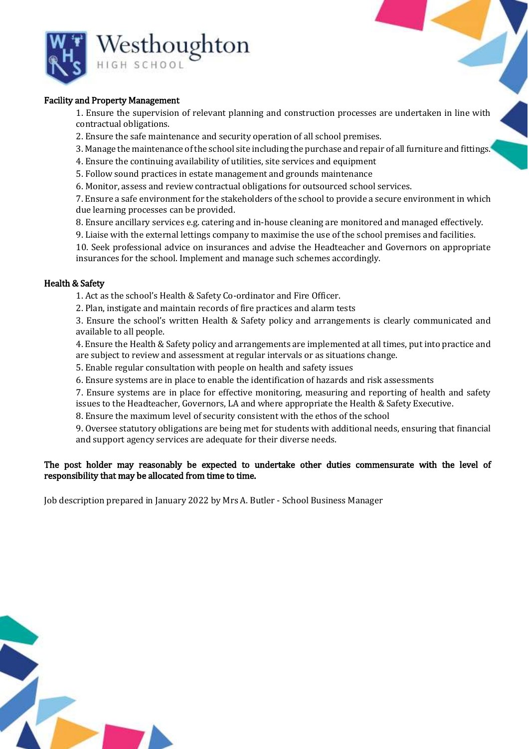**Facility and Property Management**

1. Ensure the supervision of relevant planning and construction processes are undertaken in line with contractual obligations.
2. Ensure the safe maintenance and security operation of all school premises.
3. Manage the maintenance of the school site including the purchase and repair of all furniture and fittings.
4. Ensure the continuing availability of utilities, site services and equipment
5. Follow sound practices in estate management and grounds maintenance
6. Monitor, assess and review contractual obligations for outsourced school services.
7. Ensure a safe environment for the stakeholders of the school to provide a secure environment in which due learning processes can be provided.
8. Ensure ancillary services e.g. catering and in-house cleaning are monitored and managed effectively.
9. Liaise with the external lettings company to maximise the use of the school premises and facilities.
10. Seek professional advice on insurances and advise the Headteacher and Governors on appropriate insurances for the school. Implement and manage such schemes accordingly.

**Health & Safety**

1. Act as the school's Health & Safety Co-ordinator and Fire Officer.
2. Plan, instigate and maintain records of fire practices and alarm tests
3. Ensure the school's written Health & Safety policy and arrangements is clearly communicated and available to all people.
4. Ensure the Health & Safety policy and arrangements are implemented at all times, put into practice and are subject to review and assessment at regular intervals or as situations change.
5. Enable regular consultation with people on health and safety issues
6. Ensure systems are in place to enable the identification of hazards and risk assessments
7. Ensure systems are in place for effective monitoring, measuring and reporting of health and safety issues to the Headteacher, Governors, LA and where appropriate the Health & Safety Executive.
8. Ensure the maximum level of security consistent with the ethos of the school
9. Oversee statutory obligations are being met for students with additional needs, ensuring that financial and support agency services are adequate for their diverse needs.

**The post holder may reasonably be expected to undertake other duties commensurate with the level of responsibility that may be allocated from time to time.**

Job description prepared in January 2022 by Mrs A. Butler - School Business Manager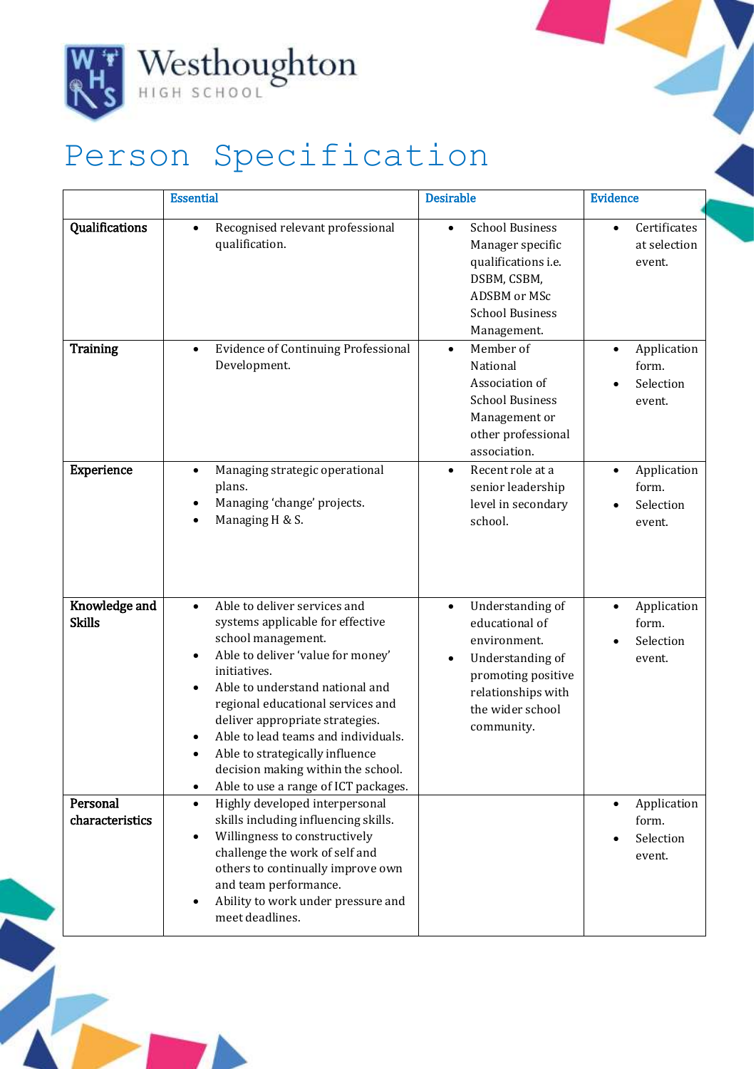Westhoughton HIGH SCHOOL

# Person Specification

| | Essential | Desirable | Evidence |
|---|---|---|---|
| **Qualifications** | • Recognised relevant professional qualification. | • School Business Manager specific qualifications i.e. DSBM, CSBM, ADSBM or MSc School Business Management. | • Certificates at selection event. |
| **Training** | • Evidence of Continuing Professional Development. | • Member of National Association of School Business Management or other professional association. | • Application form.<br>• Selection event. |
| **Experience** | • Managing strategic operational plans.<br>• Managing 'change' projects.<br>• Managing H & S. | • Recent role at a senior leadership level in secondary school. | • Application form.<br>• Selection event. |
| **Knowledge and Skills** | • Able to deliver services and systems applicable for effective school management.<br>• Able to deliver 'value for money' initiatives.<br>• Able to understand national and regional educational services and deliver appropriate strategies.<br>• Able to lead teams and individuals.<br>• Able to strategically influence decision making within the school.<br>• Able to use a range of ICT packages. | • Understanding of educational of environment.<br>• Understanding of promoting positive relationships with the wider school community. | • Application form.<br>• Selection event. |
| **Personal characteristics** | • Highly developed interpersonal skills including influencing skills.<br>• Willingness to constructively challenge the work of self and others to continually improve own and team performance.<br>• Ability to work under pressure and meet deadlines. | | • Application form.<br>• Selection event. |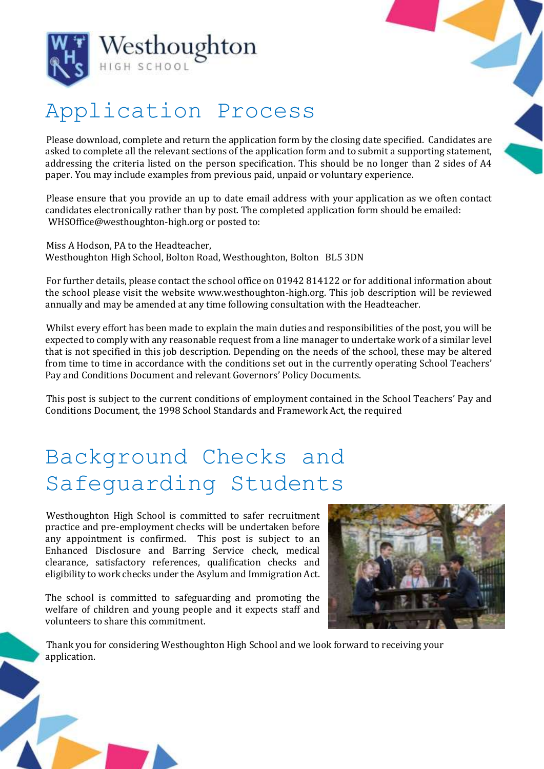# Application Process

Please download, complete and return the application form by the closing date specified. Candidates are asked to complete all the relevant sections of the application form and to submit a supporting statement, addressing the criteria listed on the person specification. This should be no longer than 2 sides of A4 paper. You may include examples from previous paid, unpaid or voluntary experience.

Please ensure that you provide an up to date email address with your application as we often contact candidates electronically rather than by post. The completed application form should be emailed: WHSOffice@westhoughton-high.org or posted to:

Miss A Hodson, PA to the Headteacher,
Westhoughton High School, Bolton Road, Westhoughton, Bolton BL5 3DN

For further details, please contact the school office on 01942 814122 or for additional information about the school please visit the website www.westhoughton-high.org. This job description will be reviewed annually and may be amended at any time following consultation with the Headteacher.

Whilst every effort has been made to explain the main duties and responsibilities of the post, you will be expected to comply with any reasonable request from a line manager to undertake work of a similar level that is not specified in this job description. Depending on the needs of the school, these may be altered from time to time in accordance with the conditions set out in the currently operating School Teachers' Pay and Conditions Document and relevant Governors' Policy Documents.

This post is subject to the current conditions of employment contained in the School Teachers' Pay and Conditions Document, the 1998 School Standards and Framework Act, the required

# Background Checks and Safeguarding Students

Westhoughton High School is committed to safer recruitment practice and pre-employment checks will be undertaken before any appointment is confirmed. This post is subject to an Enhanced Disclosure and Barring Service check, medical clearance, satisfactory references, qualification checks and eligibility to work checks under the Asylum and Immigration Act.

The school is committed to safeguarding and promoting the welfare of children and young people and it expects staff and volunteers to share this commitment.

Thank you for considering Westhoughton High School and we look forward to receiving your application.